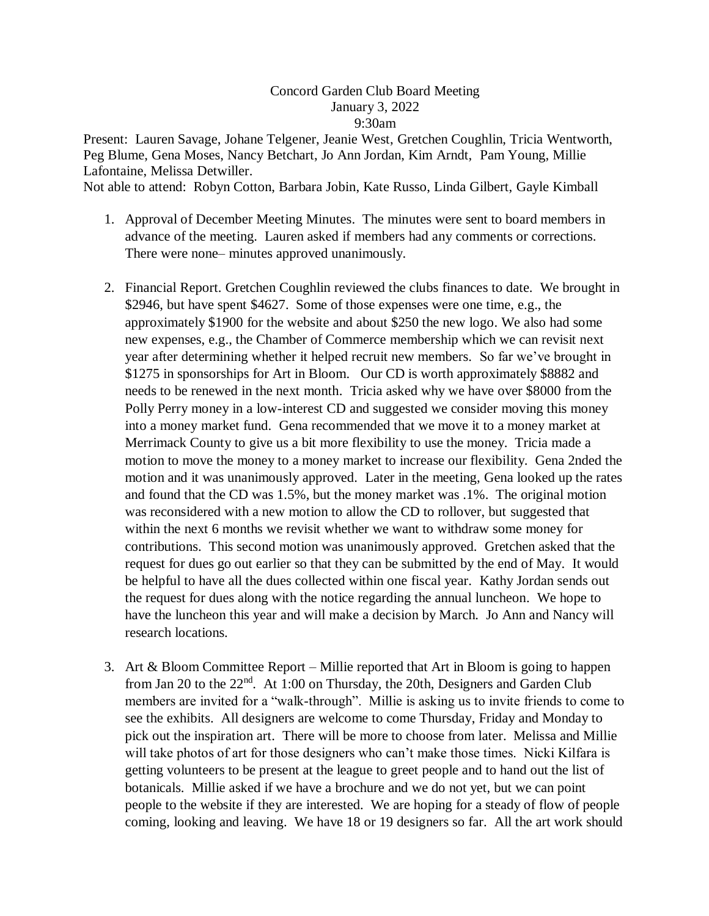Concord Garden Club Board Meeting
January 3, 2022
9:30am

Present: Lauren Savage, Johane Telgener, Jeanie West, Gretchen Coughlin, Tricia Wentworth, Peg Blume, Gena Moses, Nancy Betchart, Jo Ann Jordan, Kim Arndt, Pam Young, Millie Lafontaine, Melissa Detwiller.

Not able to attend: Robyn Cotton, Barbara Jobin, Kate Russo, Linda Gilbert, Gayle Kimball

1. Approval of December Meeting Minutes. The minutes were sent to board members in advance of the meeting. Lauren asked if members had any comments or corrections. There were none– minutes approved unanimously.

2. Financial Report. Gretchen Coughlin reviewed the clubs finances to date. We brought in $2946, but have spent $4627. Some of those expenses were one time, e.g., the approximately $1900 for the website and about $250 the new logo. We also had some new expenses, e.g., the Chamber of Commerce membership which we can revisit next year after determining whether it helped recruit new members. So far we've brought in $1275 in sponsorships for Art in Bloom. Our CD is worth approximately $8882 and needs to be renewed in the next month. Tricia asked why we have over $8000 from the Polly Perry money in a low-interest CD and suggested we consider moving this money into a money market fund. Gena recommended that we move it to a money market at Merrimack County to give us a bit more flexibility to use the money. Tricia made a motion to move the money to a money market to increase our flexibility. Gena 2nded the motion and it was unanimously approved. Later in the meeting, Gena looked up the rates and found that the CD was 1.5%, but the money market was .1%. The original motion was reconsidered with a new motion to allow the CD to rollover, but suggested that within the next 6 months we revisit whether we want to withdraw some money for contributions. This second motion was unanimously approved. Gretchen asked that the request for dues go out earlier so that they can be submitted by the end of May. It would be helpful to have all the dues collected within one fiscal year. Kathy Jordan sends out the request for dues along with the notice regarding the annual luncheon. We hope to have the luncheon this year and will make a decision by March. Jo Ann and Nancy will research locations.

3. Art & Bloom Committee Report – Millie reported that Art in Bloom is going to happen from Jan 20 to the 22nd. At 1:00 on Thursday, the 20th, Designers and Garden Club members are invited for a "walk-through". Millie is asking us to invite friends to come to see the exhibits. All designers are welcome to come Thursday, Friday and Monday to pick out the inspiration art. There will be more to choose from later. Melissa and Millie will take photos of art for those designers who can't make those times. Nicki Kilfara is getting volunteers to be present at the league to greet people and to hand out the list of botanicals. Millie asked if we have a brochure and we do not yet, but we can point people to the website if they are interested. We are hoping for a steady of flow of people coming, looking and leaving. We have 18 or 19 designers so far. All the art work should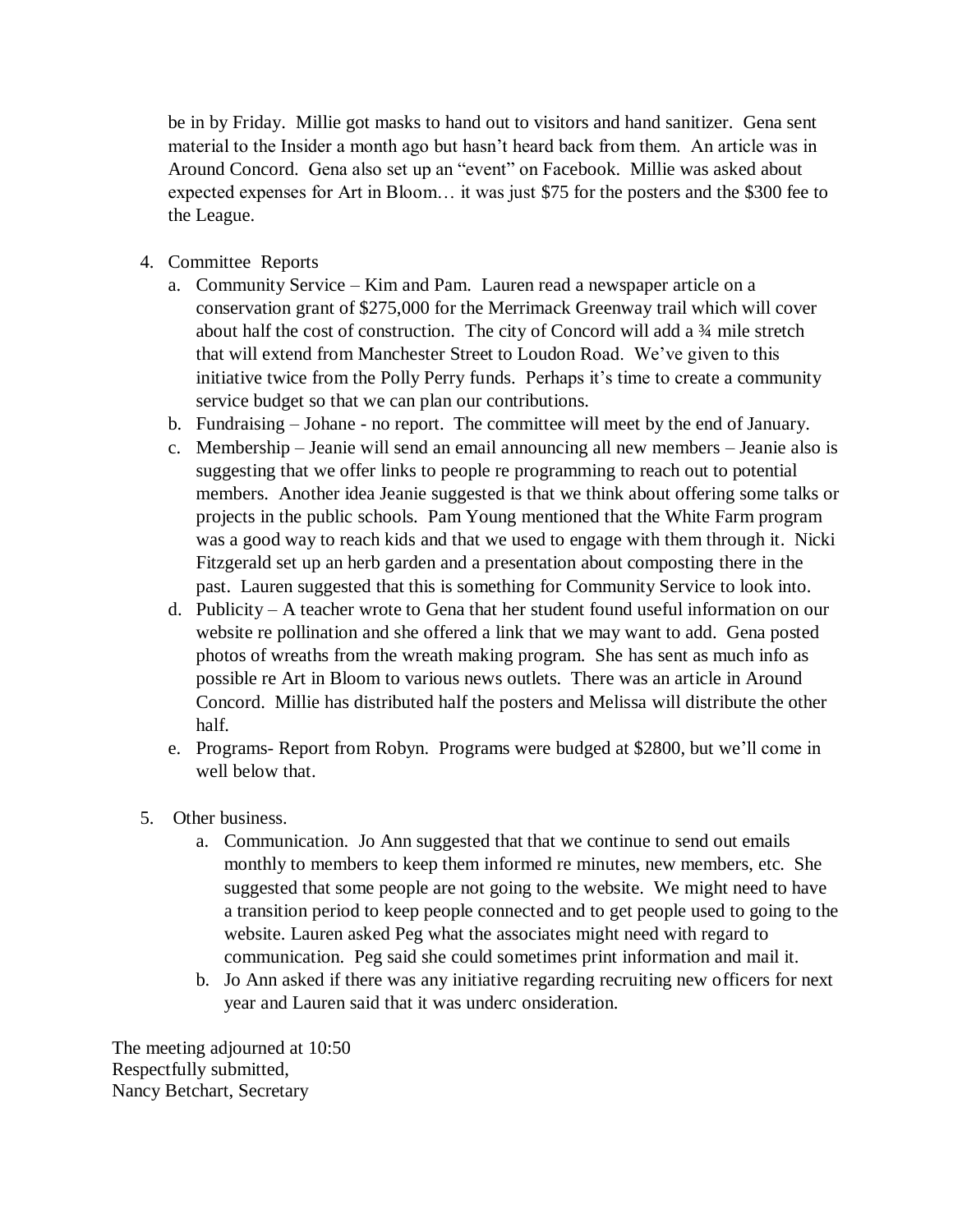be in by Friday. Millie got masks to hand out to visitors and hand sanitizer. Gena sent material to the Insider a month ago but hasn't heard back from them. An article was in Around Concord. Gena also set up an "event" on Facebook. Millie was asked about expected expenses for Art in Bloom… it was just $75 for the posters and the $300 fee to the League.

4. Committee Reports
   a. Community Service – Kim and Pam. Lauren read a newspaper article on a conservation grant of $275,000 for the Merrimack Greenway trail which will cover about half the cost of construction. The city of Concord will add a ¾ mile stretch that will extend from Manchester Street to Loudon Road. We've given to this initiative twice from the Polly Perry funds. Perhaps it's time to create a community service budget so that we can plan our contributions.
   b. Fundraising – Johane - no report. The committee will meet by the end of January.
   c. Membership – Jeanie will send an email announcing all new members – Jeanie also is suggesting that we offer links to people re programming to reach out to potential members. Another idea Jeanie suggested is that we think about offering some talks or projects in the public schools. Pam Young mentioned that the White Farm program was a good way to reach kids and that we used to engage with them through it. Nicki Fitzgerald set up an herb garden and a presentation about composting there in the past. Lauren suggested that this is something for Community Service to look into.
   d. Publicity – A teacher wrote to Gena that her student found useful information on our website re pollination and she offered a link that we may want to add. Gena posted photos of wreaths from the wreath making program. She has sent as much info as possible re Art in Bloom to various news outlets. There was an article in Around Concord. Millie has distributed half the posters and Melissa will distribute the other half.
   e. Programs- Report from Robyn. Programs were budged at $2800, but we'll come in well below that.

5. Other business.
   a. Communication. Jo Ann suggested that that we continue to send out emails monthly to members to keep them informed re minutes, new members, etc. She suggested that some people are not going to the website. We might need to have a transition period to keep people connected and to get people used to going to the website. Lauren asked Peg what the associates might need with regard to communication. Peg said she could sometimes print information and mail it.
   b. Jo Ann asked if there was any initiative regarding recruiting new officers for next year and Lauren said that it was underc onsideration.

The meeting adjourned at 10:50
Respectfully submitted,
Nancy Betchart, Secretary